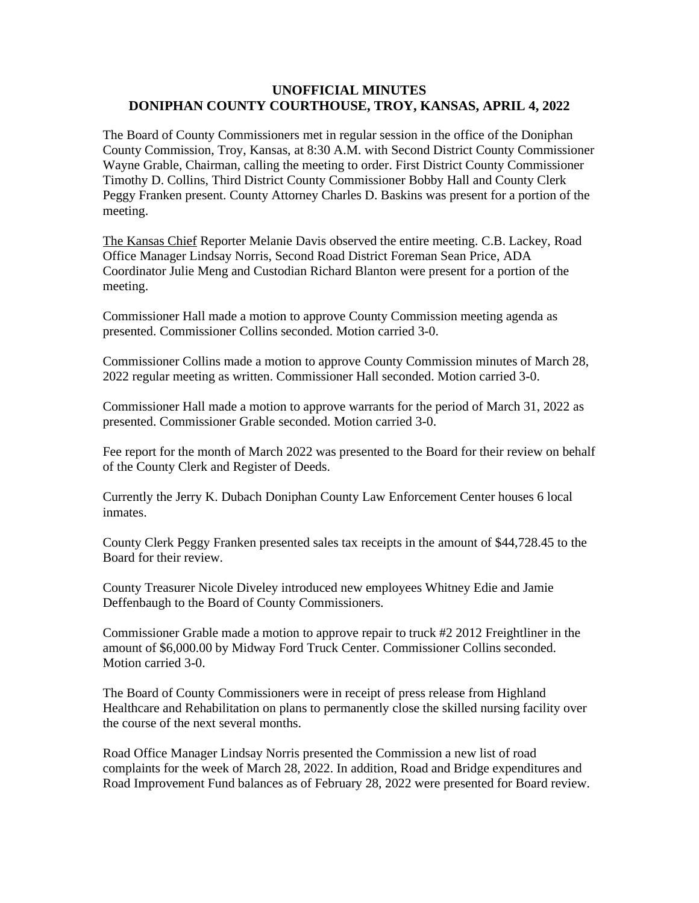**UNOFFICIAL MINUTES**
**DONIPHAN COUNTY COURTHOUSE, TROY, KANSAS, APRIL 4, 2022**

The Board of County Commissioners met in regular session in the office of the Doniphan County Commission, Troy, Kansas, at 8:30 A.M. with Second District County Commissioner Wayne Grable, Chairman, calling the meeting to order. First District County Commissioner Timothy D. Collins, Third District County Commissioner Bobby Hall and County Clerk Peggy Franken present. County Attorney Charles D. Baskins was present for a portion of the meeting.

The Kansas Chief Reporter Melanie Davis observed the entire meeting. C.B. Lackey, Road Office Manager Lindsay Norris, Second Road District Foreman Sean Price, ADA Coordinator Julie Meng and Custodian Richard Blanton were present for a portion of the meeting.

Commissioner Hall made a motion to approve County Commission meeting agenda as presented. Commissioner Collins seconded. Motion carried 3-0.

Commissioner Collins made a motion to approve County Commission minutes of March 28, 2022 regular meeting as written. Commissioner Hall seconded. Motion carried 3-0.

Commissioner Hall made a motion to approve warrants for the period of March 31, 2022 as presented. Commissioner Grable seconded. Motion carried 3-0.

Fee report for the month of March 2022 was presented to the Board for their review on behalf of the County Clerk and Register of Deeds.

Currently the Jerry K. Dubach Doniphan County Law Enforcement Center houses 6 local inmates.

County Clerk Peggy Franken presented sales tax receipts in the amount of $44,728.45 to the Board for their review.

County Treasurer Nicole Diveley introduced new employees Whitney Edie and Jamie Deffenbaugh to the Board of County Commissioners.

Commissioner Grable made a motion to approve repair to truck #2 2012 Freightliner in the amount of $6,000.00 by Midway Ford Truck Center. Commissioner Collins seconded. Motion carried 3-0.

The Board of County Commissioners were in receipt of press release from Highland Healthcare and Rehabilitation on plans to permanently close the skilled nursing facility over the course of the next several months.

Road Office Manager Lindsay Norris presented the Commission a new list of road complaints for the week of March 28, 2022. In addition, Road and Bridge expenditures and Road Improvement Fund balances as of February 28, 2022 were presented for Board review.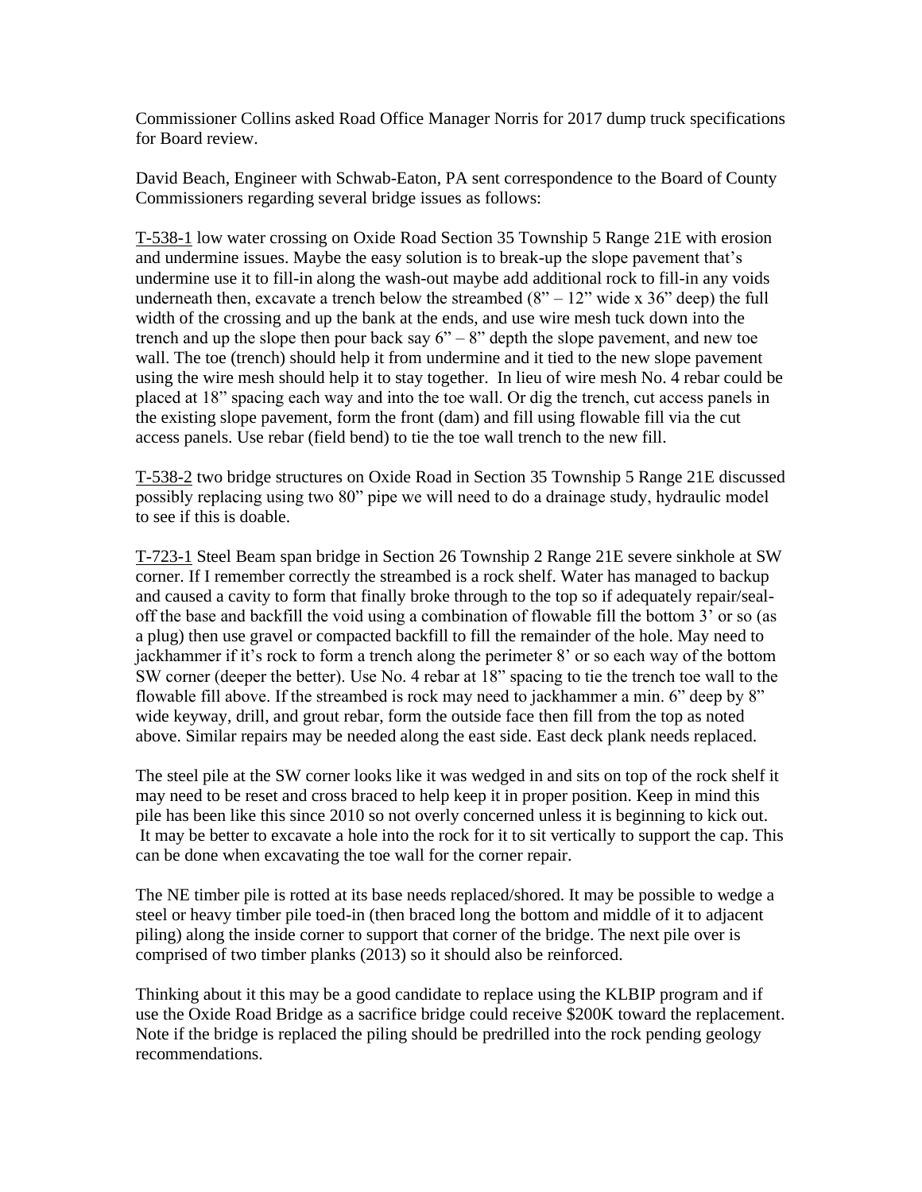Commissioner Collins asked Road Office Manager Norris for 2017 dump truck specifications for Board review.

David Beach, Engineer with Schwab-Eaton, PA sent correspondence to the Board of County Commissioners regarding several bridge issues as follows:

<u>T-538-1</u> low water crossing on Oxide Road Section 35 Township 5 Range 21E with erosion and undermine issues. Maybe the easy solution is to break-up the slope pavement that's undermine use it to fill-in along the wash-out maybe add additional rock to fill-in any voids underneath then, excavate a trench below the streambed (8" – 12" wide x 36" deep) the full width of the crossing and up the bank at the ends, and use wire mesh tuck down into the trench and up the slope then pour back say 6" – 8" depth the slope pavement, and new toe wall. The toe (trench) should help it from undermine and it tied to the new slope pavement using the wire mesh should help it to stay together. In lieu of wire mesh No. 4 rebar could be placed at 18" spacing each way and into the toe wall. Or dig the trench, cut access panels in the existing slope pavement, form the front (dam) and fill using flowable fill via the cut access panels. Use rebar (field bend) to tie the toe wall trench to the new fill.

<u>T-538-2</u> two bridge structures on Oxide Road in Section 35 Township 5 Range 21E discussed possibly replacing using two 80" pipe we will need to do a drainage study, hydraulic model to see if this is doable.

<u>T-723-1</u> Steel Beam span bridge in Section 26 Township 2 Range 21E severe sinkhole at SW corner. If I remember correctly the streambed is a rock shelf. Water has managed to backup and caused a cavity to form that finally broke through to the top so if adequately repair/seal-off the base and backfill the void using a combination of flowable fill the bottom 3' or so (as a plug) then use gravel or compacted backfill to fill the remainder of the hole. May need to jackhammer if it's rock to form a trench along the perimeter 8' or so each way of the bottom SW corner (deeper the better). Use No. 4 rebar at 18" spacing to tie the trench toe wall to the flowable fill above. If the streambed is rock may need to jackhammer a min. 6" deep by 8" wide keyway, drill, and grout rebar, form the outside face then fill from the top as noted above. Similar repairs may be needed along the east side. East deck plank needs replaced.

The steel pile at the SW corner looks like it was wedged in and sits on top of the rock shelf it may need to be reset and cross braced to help keep it in proper position. Keep in mind this pile has been like this since 2010 so not overly concerned unless it is beginning to kick out. It may be better to excavate a hole into the rock for it to sit vertically to support the cap. This can be done when excavating the toe wall for the corner repair.

The NE timber pile is rotted at its base needs replaced/shored. It may be possible to wedge a steel or heavy timber pile toed-in (then braced long the bottom and middle of it to adjacent piling) along the inside corner to support that corner of the bridge. The next pile over is comprised of two timber planks (2013) so it should also be reinforced.

Thinking about it this may be a good candidate to replace using the KLBIP program and if use the Oxide Road Bridge as a sacrifice bridge could receive $200K toward the replacement. Note if the bridge is replaced the piling should be predrilled into the rock pending geology recommendations.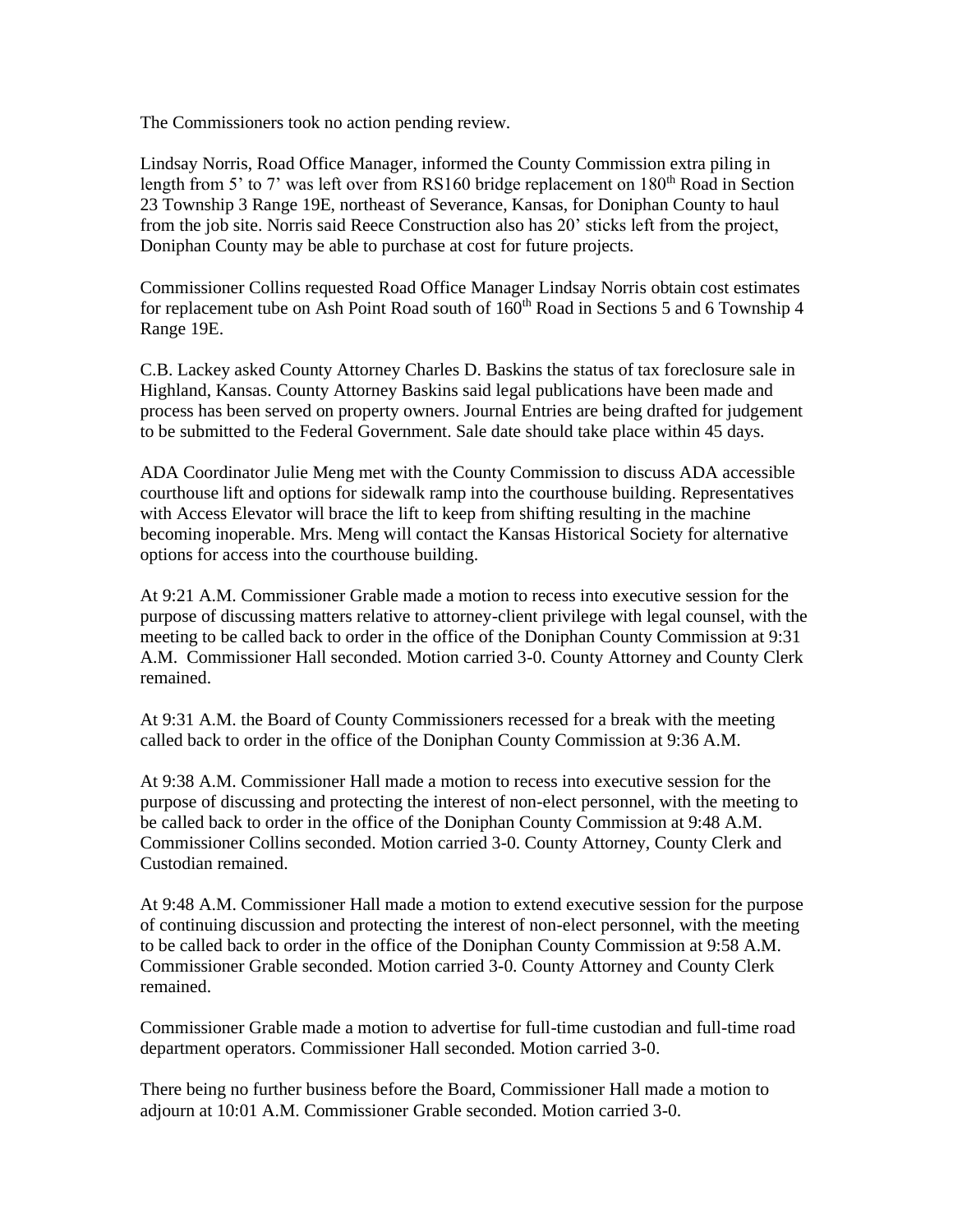The Commissioners took no action pending review.

Lindsay Norris, Road Office Manager, informed the County Commission extra piling in length from 5' to 7' was left over from RS160 bridge replacement on 180th Road in Section 23 Township 3 Range 19E, northeast of Severance, Kansas, for Doniphan County to haul from the job site. Norris said Reece Construction also has 20' sticks left from the project, Doniphan County may be able to purchase at cost for future projects.

Commissioner Collins requested Road Office Manager Lindsay Norris obtain cost estimates for replacement tube on Ash Point Road south of 160th Road in Sections 5 and 6 Township 4 Range 19E.

C.B. Lackey asked County Attorney Charles D. Baskins the status of tax foreclosure sale in Highland, Kansas. County Attorney Baskins said legal publications have been made and process has been served on property owners. Journal Entries are being drafted for judgement to be submitted to the Federal Government. Sale date should take place within 45 days.

ADA Coordinator Julie Meng met with the County Commission to discuss ADA accessible courthouse lift and options for sidewalk ramp into the courthouse building. Representatives with Access Elevator will brace the lift to keep from shifting resulting in the machine becoming inoperable. Mrs. Meng will contact the Kansas Historical Society for alternative options for access into the courthouse building.

At 9:21 A.M. Commissioner Grable made a motion to recess into executive session for the purpose of discussing matters relative to attorney-client privilege with legal counsel, with the meeting to be called back to order in the office of the Doniphan County Commission at 9:31 A.M. Commissioner Hall seconded. Motion carried 3-0. County Attorney and County Clerk remained.

At 9:31 A.M. the Board of County Commissioners recessed for a break with the meeting called back to order in the office of the Doniphan County Commission at 9:36 A.M.

At 9:38 A.M. Commissioner Hall made a motion to recess into executive session for the purpose of discussing and protecting the interest of non-elect personnel, with the meeting to be called back to order in the office of the Doniphan County Commission at 9:48 A.M. Commissioner Collins seconded. Motion carried 3-0. County Attorney, County Clerk and Custodian remained.

At 9:48 A.M. Commissioner Hall made a motion to extend executive session for the purpose of continuing discussion and protecting the interest of non-elect personnel, with the meeting to be called back to order in the office of the Doniphan County Commission at 9:58 A.M. Commissioner Grable seconded. Motion carried 3-0. County Attorney and County Clerk remained.

Commissioner Grable made a motion to advertise for full-time custodian and full-time road department operators. Commissioner Hall seconded. Motion carried 3-0.

There being no further business before the Board, Commissioner Hall made a motion to adjourn at 10:01 A.M. Commissioner Grable seconded. Motion carried 3-0.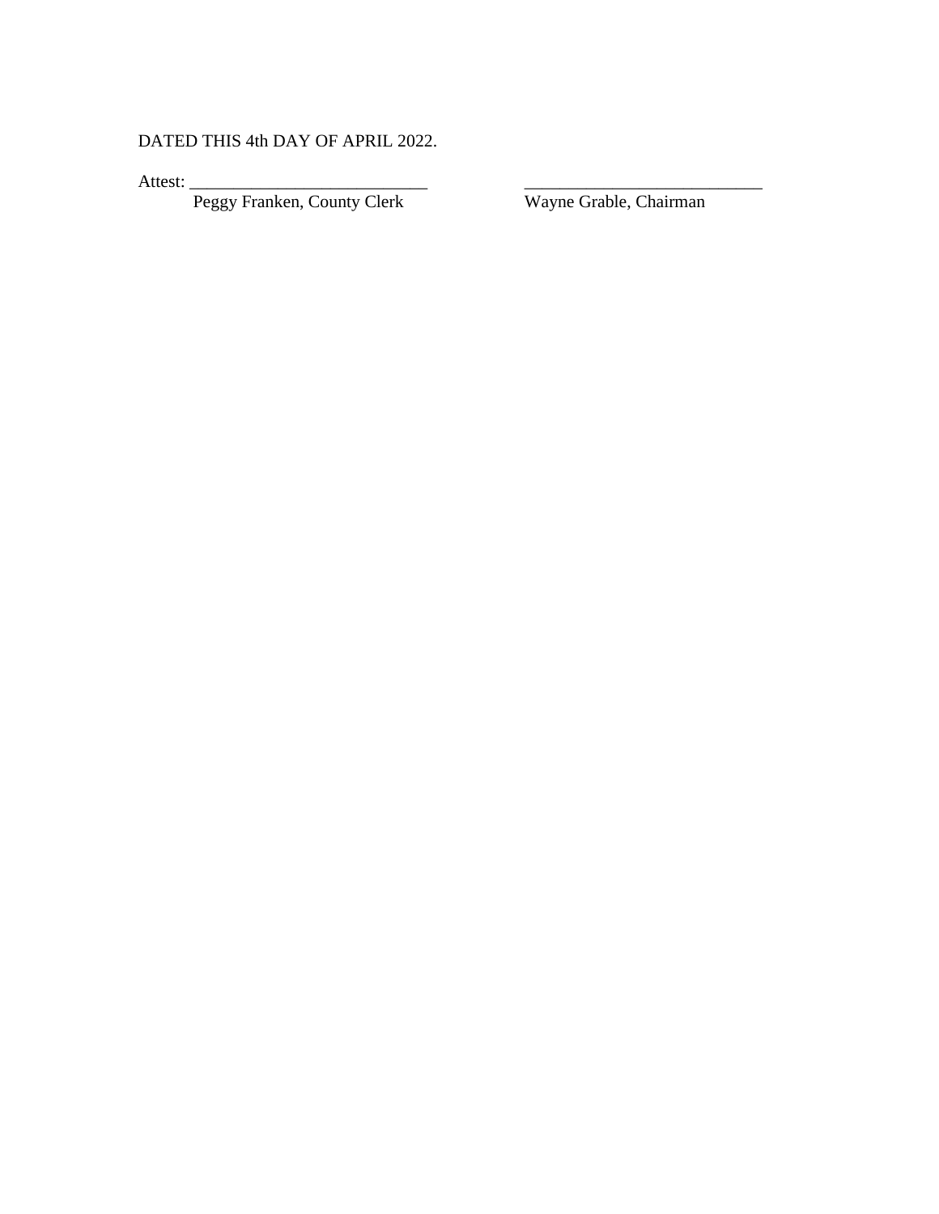DATED THIS 4th DAY OF APRIL 2022.

Attest: ___________________________ ___________________________

Peggy Franken, County Clerk Wayne Grable, Chairman